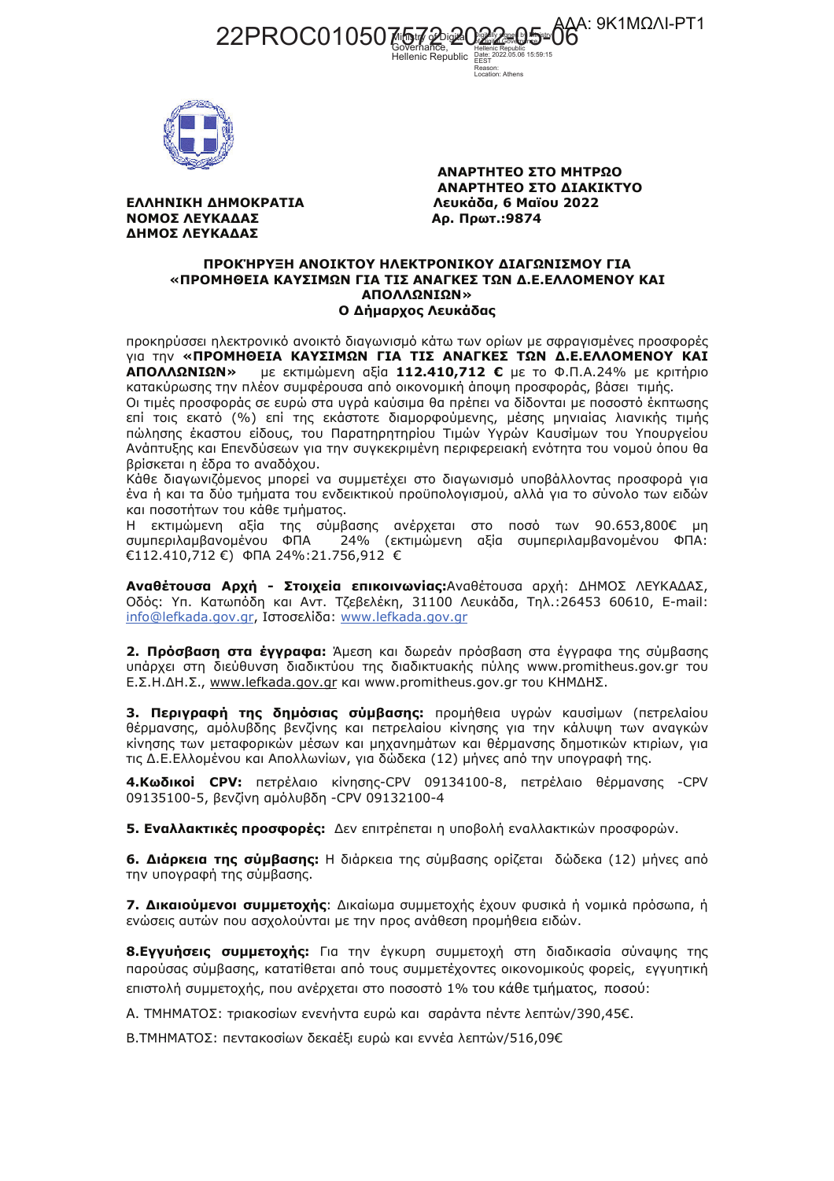22PROC010507572 2022-05-06

ΑΔΑ: 9Κ1ΜΩΛΙ-ΡΤ1

**ΑΝΑΡΤΗΤΕΟ ΣΤΟ ΜΗΤΡΩΟ**
**ΑΝΑΡΤΗΤΕΟ ΣΤΟ ΔΙΑΚΙΚΤΥΟ**

**ΕΛΛΗΝΙΚΗ ΔΗΜΟΚΡΑΤΙΑ**
**ΝΟΜΟΣ ΛΕΥΚΑΔΑΣ**
**ΔΗΜΟΣ ΛΕΥΚΑΔΑΣ**

**Λευκάδα, 6 Μαΐου 2022**
**Αρ. Πρωτ.:9874**

**ΠΡΟΚΗΡΥΞΗ ΑΝΟΙΚΤΟΥ ΗΛΕΚΤΡΟΝΙΚΟΥ ΔΙΑΓΩΝΙΣΜΟΥ ΓΙΑ «ΠΡΟΜΗΘΕΙΑ ΚΑΥΣΙΜΩΝ ΓΙΑ ΤΙΣ ΑΝΑΓΚΕΣ ΤΩΝ Δ.Ε.ΕΛΛΟΜΕΝΟΥ ΚΑΙ ΑΠΟΛΛΩΝΙΩΝ»**
**Ο Δήμαρχος Λευκάδας**

προκηρύσσει ηλεκτρονικό ανοικτό διαγωνισμό κάτω των ορίων με σφραγισμένες προσφορές για την **«ΠΡΟΜΗΘΕΙΑ ΚΑΥΣΙΜΩΝ ΓΙΑ ΤΙΣ ΑΝΑΓΚΕΣ ΤΩΝ Δ.Ε.ΕΛΛΟΜΕΝΟΥ ΚΑΙ ΑΠΟΛΛΩΝΙΩΝ»** με εκτιμώμενη αξία **112.410,712 €** με το Φ.Π.Α.24% με κριτήριο κατακύρωσης την πλέον συμφέρουσα από οικονομική άποψη προσφοράς, βάσει τιμής.
Οι τιμές προσφοράς σε ευρώ στα υγρά καύσιμα θα πρέπει να δίδονται με ποσοστό έκπτωσης επί τοις εκατό (%) επί της εκάστοτε διαμορφούμενης, μέσης μηνιαίας λιανικής τιμής πώλησης έκαστου είδους, του Παρατηρητηρίου Τιμών Υγρών Καυσίμων του Υπουργείου Ανάπτυξης και Επενδύσεων για την συγκεκριμένη περιφερειακή ενότητα του νομού όπου θα βρίσκεται η έδρα το αναδόχου.
Κάθε διαγωνιζόμενος μπορεί να συμμετέχει στο διαγωνισμό υποβάλλοντας προσφορά για ένα ή και τα δύο τμήματα του ενδεικτικού προϋπολογισμού, αλλά για το σύνολο των ειδών και ποσοτήτων του κάθε τμήματος.
Η εκτιμώμενη αξία της σύμβασης ανέρχεται στο ποσό των 90.653,800€ μη συμπεριλαμβανομένου ΦΠΑ 24% (εκτιμώμενη αξία συμπεριλαμβανομένου ΦΠΑ: €112.410,712 €) ΦΠΑ 24%:21.756,912 €

**Αναθέτουσα Αρχή - Στοιχεία επικοινωνίας:** Αναθέτουσα αρχή: ΔΗΜΟΣ ΛΕΥΚΑΔΑΣ, Οδός: Υπ. Κατωπόδη και Αντ. Τζεβελέκη, 31100 Λευκάδα, Τηλ.:26453 60610, E-mail: info@lefkada.gov.gr, Ιστοσελίδα: www.lefkada.gov.gr

**2. Πρόσβαση στα έγγραφα:** Άμεση και δωρεάν πρόσβαση στα έγγραφα της σύμβασης υπάρχει στη διεύθυνση διαδικτύου της διαδικτυακής πύλης www.promitheus.gov.gr του Ε.Σ.Η.ΔΗ.Σ., www.lefkada.gov.gr και www.promitheus.gov.gr του ΚΗΜΔΗΣ.

**3. Περιγραφή της δημόσιας σύμβασης:** προμήθεια υγρών καυσίμων (πετρελαίου θέρμανσης, αμόλυβδης βενζίνης και πετρελαίου κίνησης για την κάλυψη των αναγκών κίνησης των μεταφορικών μέσων και μηχανημάτων και θέρμανσης δημοτικών κτιρίων, για τις Δ.Ε.Ελλομένου και Απολλωνίων, για δώδεκα (12) μήνες από την υπογραφή της.

**4.Κωδικοί CPV:** πετρέλαιο κίνησης-CPV 09134100-8, πετρέλαιο θέρμανσης -CPV 09135100-5, βενζίνη αμόλυβδη -CPV 09132100-4

**5. Εναλλακτικές προσφορές:** Δεν επιτρέπεται η υποβολή εναλλακτικών προσφορών.

**6. Διάρκεια της σύμβασης:** Η διάρκεια της σύμβασης ορίζεται δώδεκα (12) μήνες από την υπογραφή της σύμβασης.

**7. Δικαιούμενοι συμμετοχής**: Δικαίωμα συμμετοχής έχουν φυσικά ή νομικά πρόσωπα, ή ενώσεις αυτών που ασχολούνται με την προς ανάθεση προμήθεια ειδών.

**8.Εγγυήσεις συμμετοχής:** Για την έγκυρη συμμετοχή στη διαδικασία σύναψης της παρούσας σύμβασης, κατατίθεται από τους συμμετέχοντες οικονομικούς φορείς, εγγυητική επιστολή συμμετοχής, που ανέρχεται στο ποσοστό 1% του κάθε τμήματος, ποσού:

Α. ΤΜΗΜΑΤΟΣ: τριακοσίων ενενήντα ευρώ και σαράντα πέντε λεπτών/390,45€.

Β.ΤΜΗΜΑΤΟΣ: πεντακοσίων δεκαέξι ευρώ και εννέα λεπτών/516,09€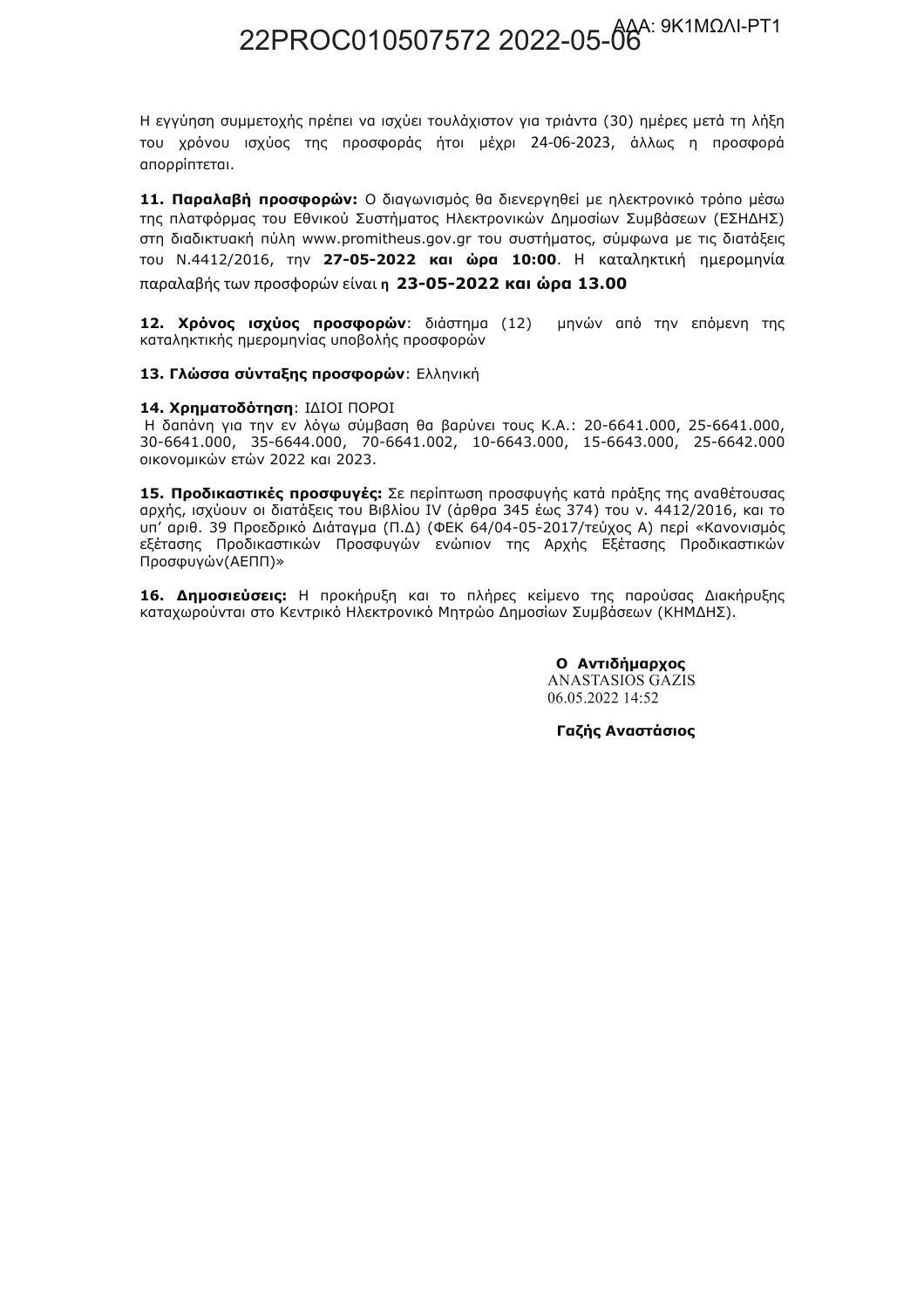Η εγγύηση συμμετοχής πρέπει να ισχύει τουλάχιστον για τριάντα (30) ημέρες μετά τη λήξη του χρόνου ισχύος της προσφοράς ήτοι μέχρι 24-06-2023, άλλως η προσφορά απορρίπτεται.

**11. Παραλαβή προσφορών:** Ο διαγωνισμός θα διενεργηθεί με ηλεκτρονικό τρόπο μέσω της πλατφόρμας του Εθνικού Συστήματος Ηλεκτρονικών Δημοσίων Συμβάσεων (ΕΣΗΔΗΣ) στη διαδικτυακή πύλη www.promitheus.gov.gr του συστήματος, σύμφωνα με τις διατάξεις του Ν.4412/2016, την **27-05-2022 και ώρα 10:00**. Η καταληκτική ημερομηνία παραλαβής των προσφορών είναι η **23-05-2022 και ώρα 13.00**

**12. Χρόνος ισχύος προσφορών**: διάστημα (12) μηνών από την επόμενη της καταληκτικής ημερομηνίας υποβολής προσφορών

**13. Γλώσσα σύνταξης προσφορών**: Ελληνική

**14. Χρηματοδότηση**: ΙΔΙΟΙ ΠΟΡΟΙ
Η δαπάνη για την εν λόγω σύμβαση θα βαρύνει τους Κ.Α.: 20-6641.000, 25-6641.000, 30-6641.000, 35-6644.000, 70-6641.002, 10-6643.000, 15-6643.000, 25-6642.000 οικονομικών ετών 2022 και 2023.

**15. Προδικαστικές προσφυγές:** Σε περίπτωση προσφυγής κατά πράξης της αναθέτουσας αρχής, ισχύουν οι διατάξεις του Βιβλίου IV (άρθρα 345 έως 374) του ν. 4412/2016, και το υπ' αριθ. 39 Προεδρικό Διάταγμα (Π.Δ) (ΦΕΚ 64/04-05-2017/τεύχος Α) περί «Κανονισμός εξέτασης Προδικαστικών Προσφυγών ενώπιον της Αρχής Εξέτασης Προδικαστικών Προσφυγών(ΑΕΠΠ)»

**16. Δημοσιεύσεις:** Η προκήρυξη και το πλήρες κείμενο της παρούσας Διακήρυξης καταχωρούνται στο Κεντρικό Ηλεκτρονικό Μητρώο Δημοσίων Συμβάσεων (ΚΗΜΔΗΣ).

**Ο Αντιδήμαρχος**
ANASTASIOS GAZIS
06.05.2022 14:52

**Γαζής Αναστάσιος**